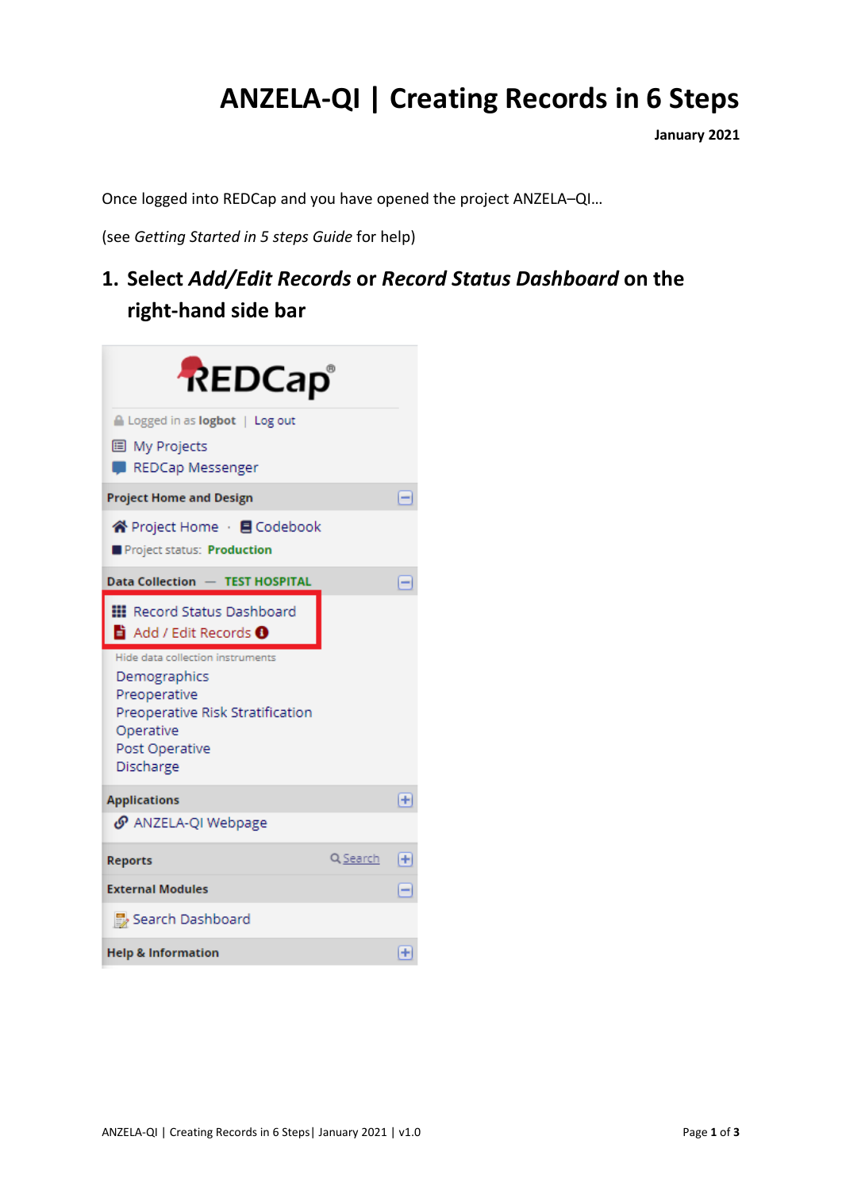# ANZELA-QI | Creating Records in 6 Steps

**January 2021**

Once logged into REDCap and you have opened the project ANZELA–QI…

(see *Getting Started in 5 steps Guide* for help)

## 1. Select *Add/Edit Records* or *Record Status Dashboard* on the right-hand side bar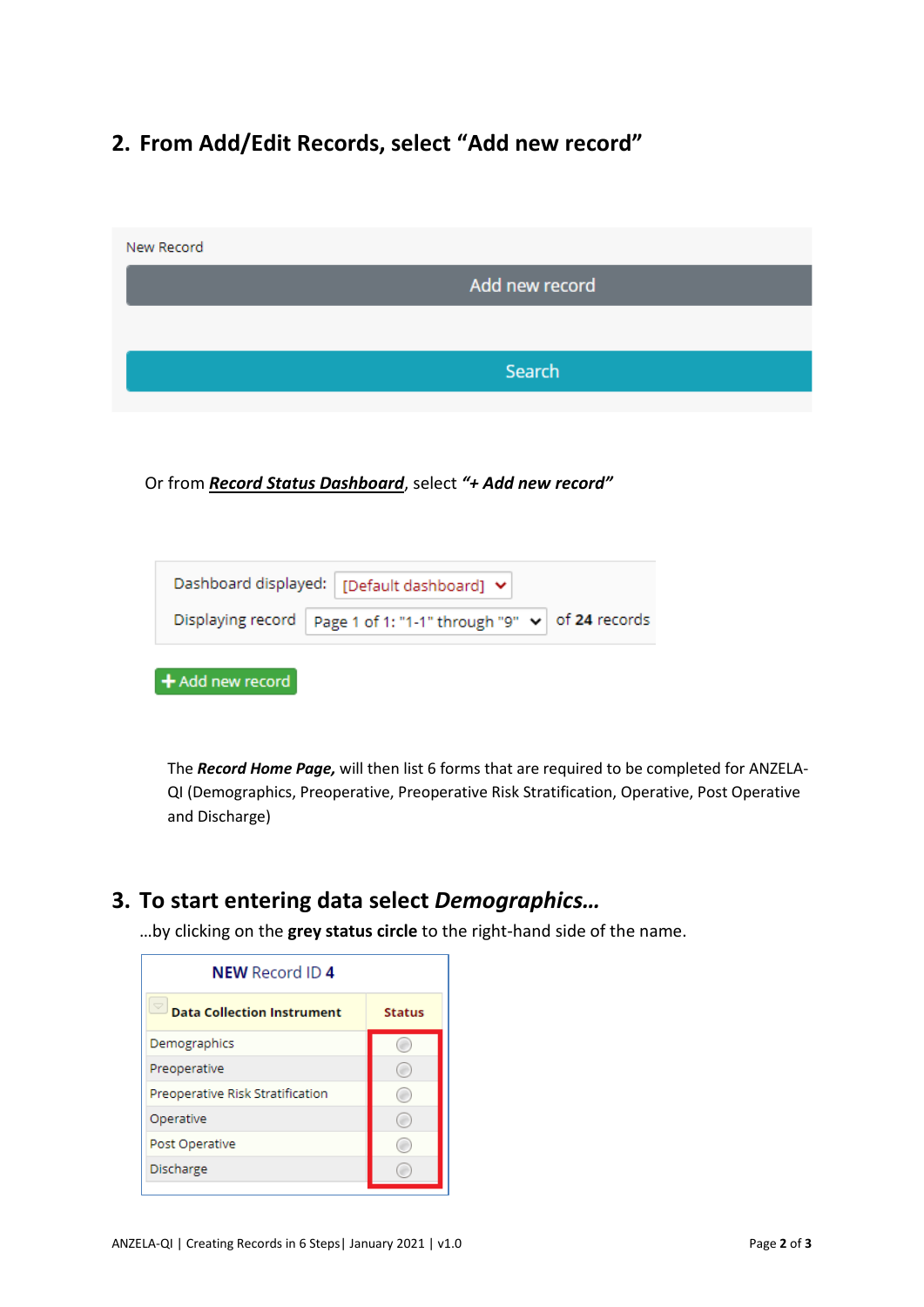## 2. From Add/Edit Records, select "Add new record"

New Record

Add new record

Search

Or from ***Record Status Dashboard***, select ***"+ Add new record"***

Dashboard displayed: [Default dashboard]

Displaying record Page 1 of 1: "1-1" through "9" of **24** records

+ Add new record

The ***Record Home Page,*** will then list 6 forms that are required to be completed for ANZELA-QI (Demographics, Preoperative, Preoperative Risk Stratification, Operative, Post Operative and Discharge)

## 3. To start entering data select *Demographics…*

…by clicking on the **grey status circle** to the right-hand side of the name.

**NEW** Record ID **4**

| Data Collection Instrument | Status |
|---|---|
| Demographics | ○ |
| Preoperative | ○ |
| Preoperative Risk Stratification | ○ |
| Operative | ○ |
| Post Operative | ○ |
| Discharge | ○ |

ANZELA-QI | Creating Records in 6 Steps| January 2021 | v1.0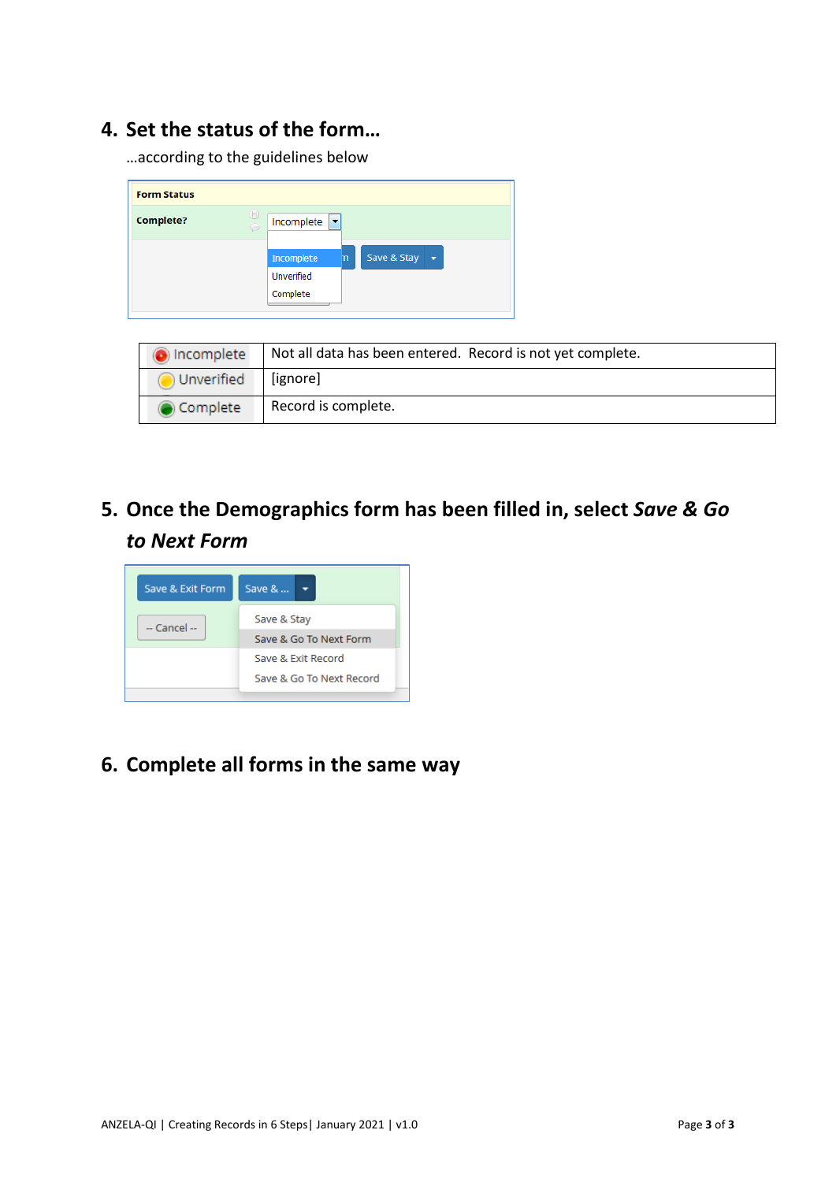## 4. Set the status of the form…

…according to the guidelines below

| | |
|---|---|
| Incomplete | Not all data has been entered. Record is not yet complete. |
| Unverified | [ignore] |
| Complete | Record is complete. |

## 5. Once the Demographics form has been filled in, select *Save & Go to Next Form*

## 6. Complete all forms in the same way